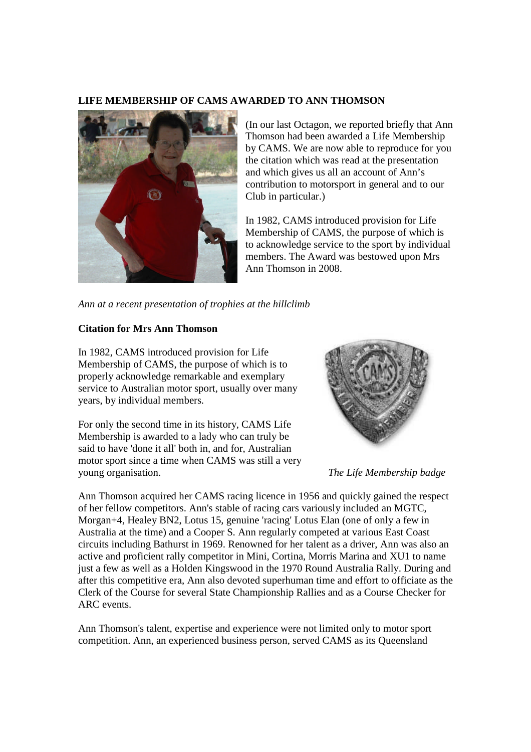**LIFE MEMBERSHIP OF CAMS AWARDED TO ANN THOMSON**

(In our last Octagon, we reported briefly that Ann Thomson had been awarded a Life Membership by CAMS. We are now able to reproduce for you the citation which was read at the presentation and which gives us all an account of Ann's contribution to motorsport in general and to our Club in particular.)

In 1982, CAMS introduced provision for Life Membership of CAMS, the purpose of which is to acknowledge service to the sport by individual members. The Award was bestowed upon Mrs Ann Thomson in 2008.

*Ann at a recent presentation of trophies at the hillclimb*

**Citation for Mrs Ann Thomson**

In 1982, CAMS introduced provision for Life Membership of CAMS, the purpose of which is to properly acknowledge remarkable and exemplary service to Australian motor sport, usually over many years, by individual members.

For only the second time in its history, CAMS Life Membership is awarded to a lady who can truly be said to have 'done it all' both in, and for, Australian motor sport since a time when CAMS was still a very young organisation.

*The Life Membership badge*

Ann Thomson acquired her CAMS racing licence in 1956 and quickly gained the respect of her fellow competitors. Ann's stable of racing cars variously included an MGTC, Morgan+4, Healey BN2, Lotus 15, genuine 'racing' Lotus Elan (one of only a few in Australia at the time) and a Cooper S. Ann regularly competed at various East Coast circuits including Bathurst in 1969. Renowned for her talent as a driver, Ann was also an active and proficient rally competitor in Mini, Cortina, Morris Marina and XU1 to name just a few as well as a Holden Kingswood in the 1970 Round Australia Rally. During and after this competitive era, Ann also devoted superhuman time and effort to officiate as the Clerk of the Course for several State Championship Rallies and as a Course Checker for ARC events.

Ann Thomson's talent, expertise and experience were not limited only to motor sport competition. Ann, an experienced business person, served CAMS as its Queensland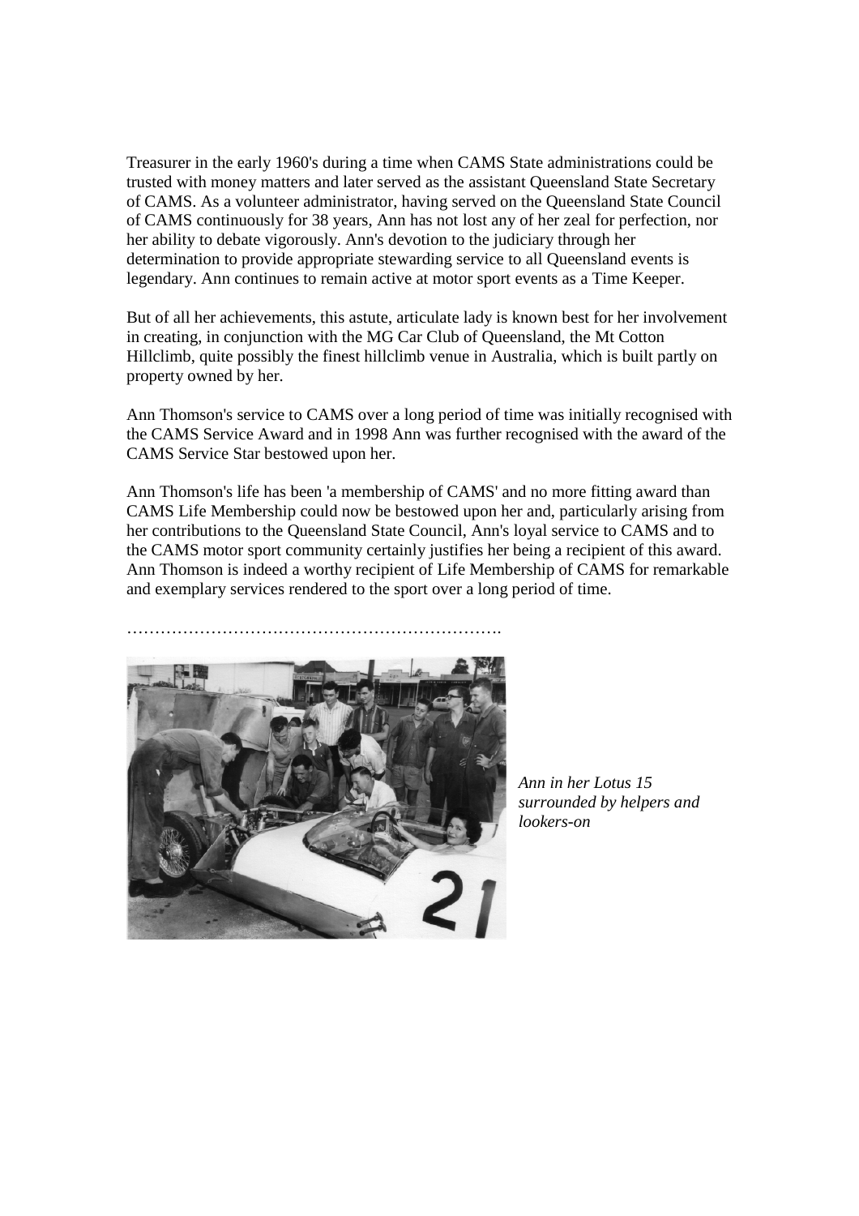Treasurer in the early 1960's during a time when CAMS State administrations could be trusted with money matters and later served as the assistant Queensland State Secretary of CAMS. As a volunteer administrator, having served on the Queensland State Council of CAMS continuously for 38 years, Ann has not lost any of her zeal for perfection, nor her ability to debate vigorously. Ann's devotion to the judiciary through her determination to provide appropriate stewarding service to all Queensland events is legendary. Ann continues to remain active at motor sport events as a Time Keeper.

But of all her achievements, this astute, articulate lady is known best for her involvement in creating, in conjunction with the MG Car Club of Queensland, the Mt Cotton Hillclimb, quite possibly the finest hillclimb venue in Australia, which is built partly on property owned by her.

Ann Thomson's service to CAMS over a long period of time was initially recognised with the CAMS Service Award and in 1998 Ann was further recognised with the award of the CAMS Service Star bestowed upon her.

Ann Thomson's life has been 'a membership of CAMS' and no more fitting award than CAMS Life Membership could now be bestowed upon her and, particularly arising from her contributions to the Queensland State Council, Ann's loyal service to CAMS and to the CAMS motor sport community certainly justifies her being a recipient of this award. Ann Thomson is indeed a worthy recipient of Life Membership of CAMS for remarkable and exemplary services rendered to the sport over a long period of time.

…………………………………………………………

*Ann in her Lotus 15 surrounded by helpers and lookers-on*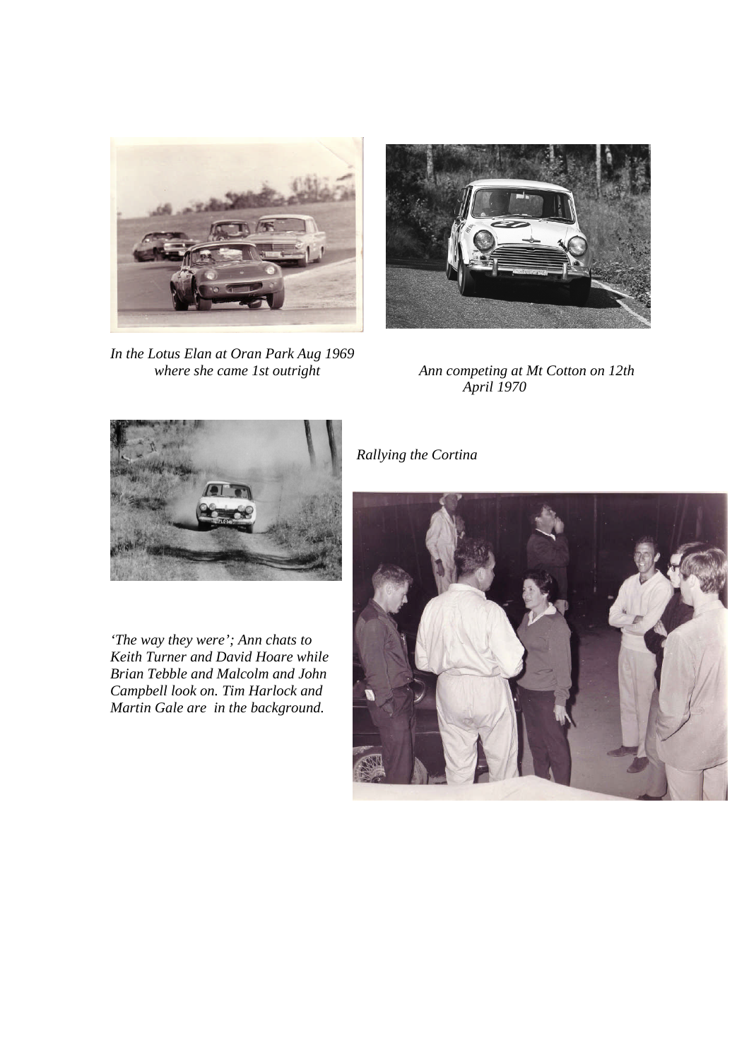*In the Lotus Elan at Oran Park Aug 1969 where she came 1st outright*

*Ann competing at Mt Cotton on 12th April 1970*

*Rallying the Cortina*

*'The way they were'; Ann chats to Keith Turner and David Hoare while Brian Tebble and Malcolm and John Campbell look on. Tim Harlock and Martin Gale are in the background.*